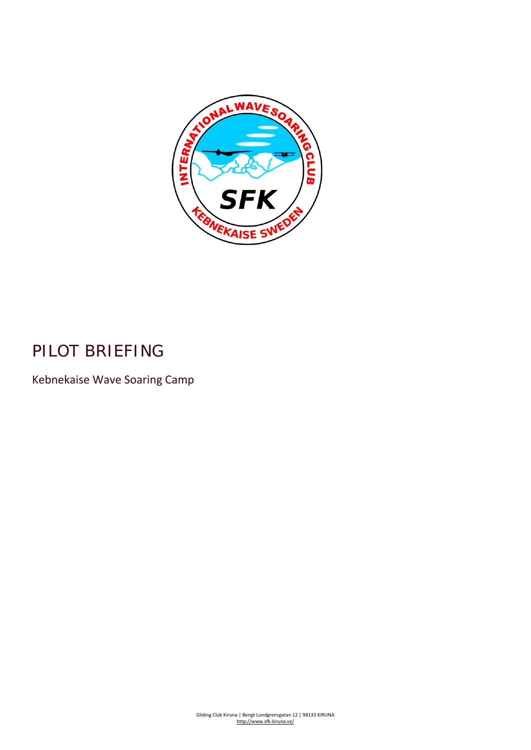# PILOT BRIEFING

Kebnekaise Wave Soaring Camp

Gliding Club Kiruna | Bengt Lundgrensgatan 12 | 98133 KIRUNA
http://www.sfk-kiruna.se/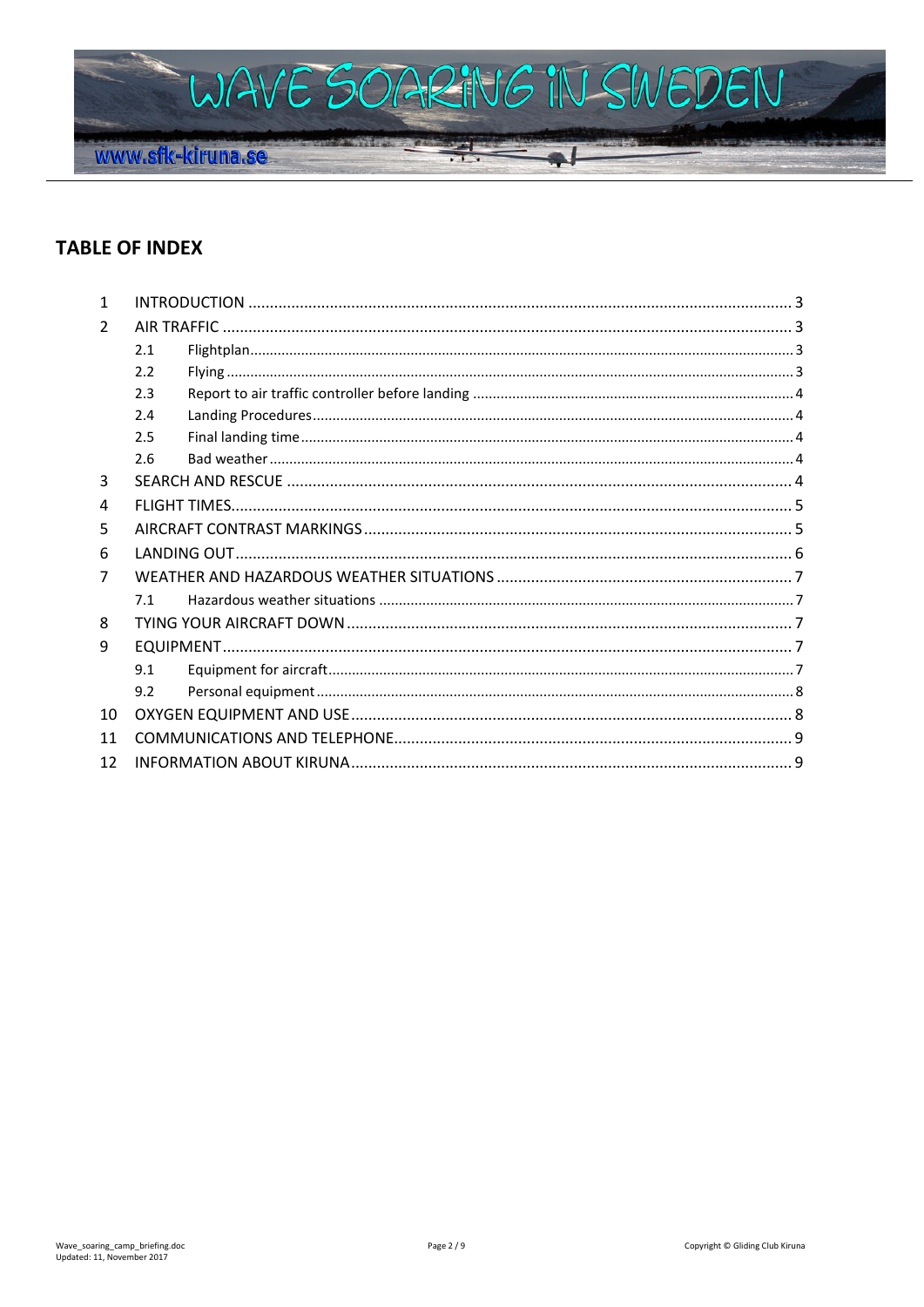## TABLE OF INDEX

| | | Page |
|---|---|---|
| 1 | INTRODUCTION | 3 |
| 2 | AIR TRAFFIC | 3 |
| 2.1 | Flightplan | 3 |
| 2.2 | Flying | 3 |
| 2.3 | Report to air traffic controller before landing | 4 |
| 2.4 | Landing Procedures | 4 |
| 2.5 | Final landing time | 4 |
| 2.6 | Bad weather | 4 |
| 3 | SEARCH AND RESCUE | 4 |
| 4 | FLIGHT TIMES | 5 |
| 5 | AIRCRAFT CONTRAST MARKINGS | 5 |
| 6 | LANDING OUT | 6 |
| 7 | WEATHER AND HAZARDOUS WEATHER SITUATIONS | 7 |
| 7.1 | Hazardous weather situations | 7 |
| 8 | TYING YOUR AIRCRAFT DOWN | 7 |
| 9 | EQUIPMENT | 7 |
| 9.1 | Equipment for aircraft | 7 |
| 9.2 | Personal equipment | 8 |
| 10 | OXYGEN EQUIPMENT AND USE | 8 |
| 11 | COMMUNICATIONS AND TELEPHONE | 9 |
| 12 | INFORMATION ABOUT KIRUNA | 9 |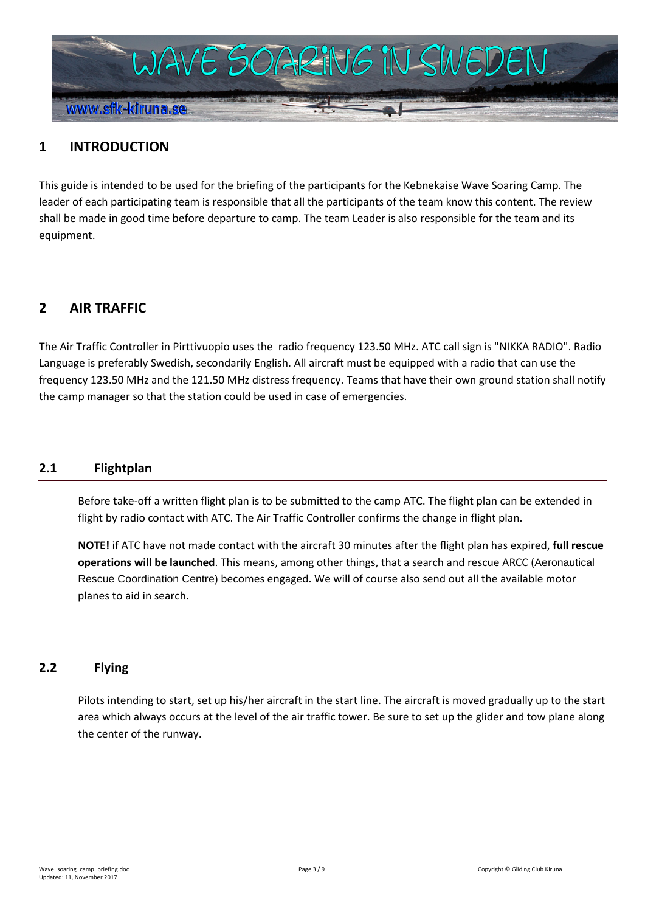## 1 INTRODUCTION

This guide is intended to be used for the briefing of the participants for the Kebnekaise Wave Soaring Camp. The leader of each participating team is responsible that all the participants of the team know this content. The review shall be made in good time before departure to camp. The team Leader is also responsible for the team and its equipment.

## 2 AIR TRAFFIC

The Air Traffic Controller in Pirttivuopio uses the radio frequency 123.50 MHz. ATC call sign is "NIKKA RADIO". Radio Language is preferably Swedish, secondarily English. All aircraft must be equipped with a radio that can use the frequency 123.50 MHz and the 121.50 MHz distress frequency. Teams that have their own ground station shall notify the camp manager so that the station could be used in case of emergencies.

### 2.1 Flightplan

Before take-off a written flight plan is to be submitted to the camp ATC. The flight plan can be extended in flight by radio contact with ATC. The Air Traffic Controller confirms the change in flight plan.

**NOTE!** if ATC have not made contact with the aircraft 30 minutes after the flight plan has expired, **full rescue operations will be launched**. This means, among other things, that a search and rescue ARCC (Aeronautical Rescue Coordination Centre) becomes engaged. We will of course also send out all the available motor planes to aid in search.

### 2.2 Flying

Pilots intending to start, set up his/her aircraft in the start line. The aircraft is moved gradually up to the start area which always occurs at the level of the air traffic tower. Be sure to set up the glider and tow plane along the center of the runway.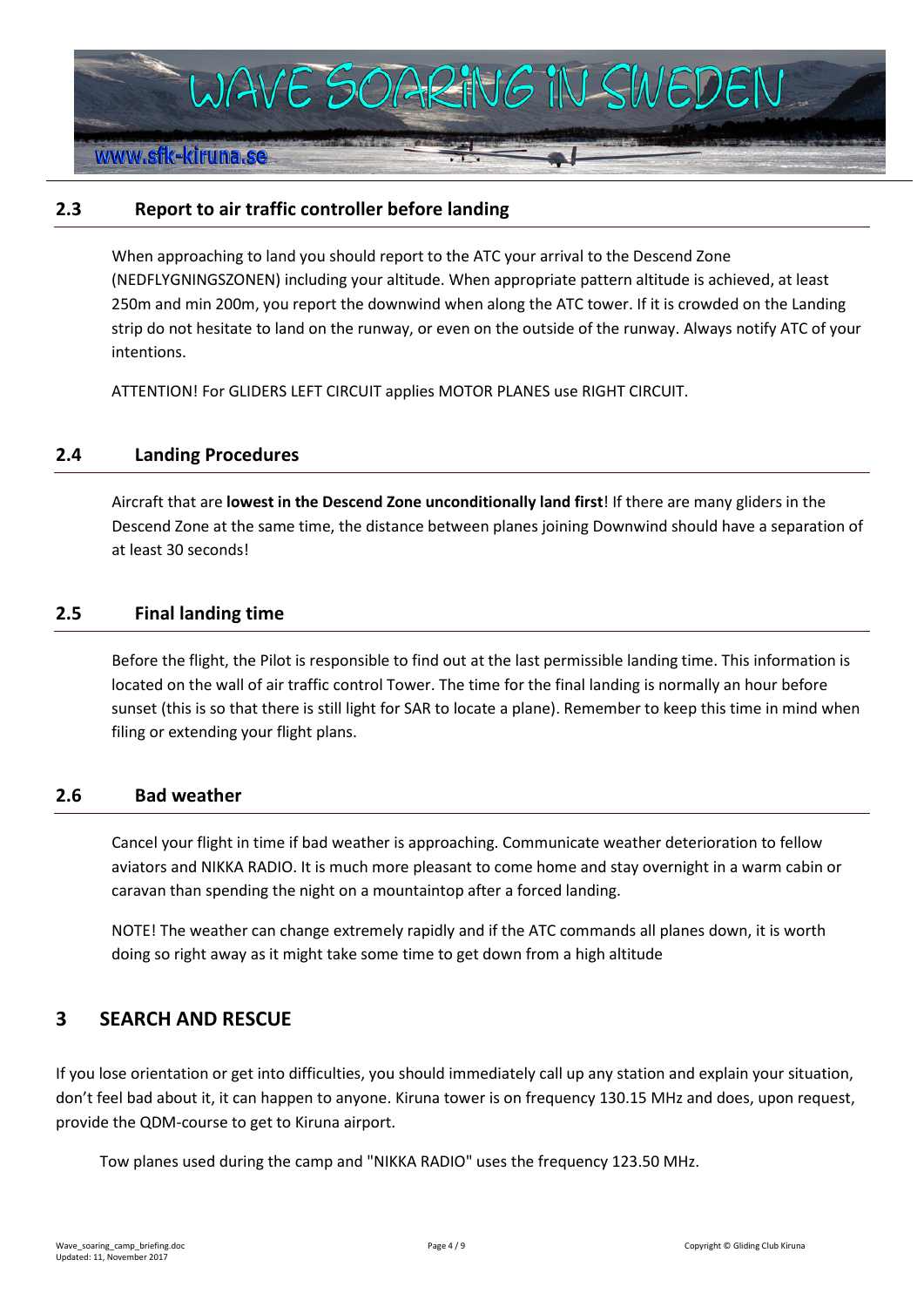## 2.3 Report to air traffic controller before landing

When approaching to land you should report to the ATC your arrival to the Descend Zone (NEDFLYGNINGSZONEN) including your altitude. When appropriate pattern altitude is achieved, at least 250m and min 200m, you report the downwind when along the ATC tower. If it is crowded on the Landing strip do not hesitate to land on the runway, or even on the outside of the runway. Always notify ATC of your intentions.

ATTENTION! For GLIDERS LEFT CIRCUIT applies MOTOR PLANES use RIGHT CIRCUIT.

## 2.4 Landing Procedures

Aircraft that are **lowest in the Descend Zone unconditionally land first**! If there are many gliders in the Descend Zone at the same time, the distance between planes joining Downwind should have a separation of at least 30 seconds!

## 2.5 Final landing time

Before the flight, the Pilot is responsible to find out at the last permissible landing time. This information is located on the wall of air traffic control Tower. The time for the final landing is normally an hour before sunset (this is so that there is still light for SAR to locate a plane). Remember to keep this time in mind when filing or extending your flight plans.

## 2.6 Bad weather

Cancel your flight in time if bad weather is approaching. Communicate weather deterioration to fellow aviators and NIKKA RADIO. It is much more pleasant to come home and stay overnight in a warm cabin or caravan than spending the night on a mountaintop after a forced landing.

NOTE! The weather can change extremely rapidly and if the ATC commands all planes down, it is worth doing so right away as it might take some time to get down from a high altitude

# 3 SEARCH AND RESCUE

If you lose orientation or get into difficulties, you should immediately call up any station and explain your situation, don't feel bad about it, it can happen to anyone. Kiruna tower is on frequency 130.15 MHz and does, upon request, provide the QDM-course to get to Kiruna airport.

Tow planes used during the camp and "NIKKA RADIO" uses the frequency 123.50 MHz.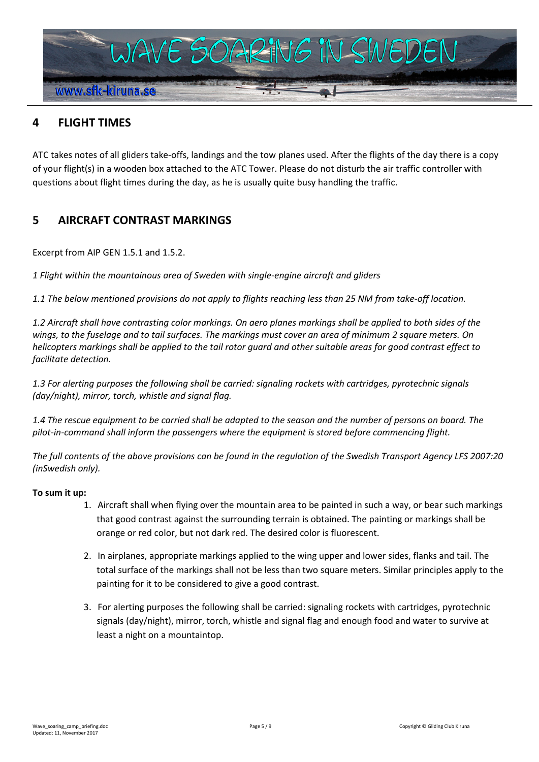## 4 FLIGHT TIMES

ATC takes notes of all gliders take-offs, landings and the tow planes used. After the flights of the day there is a copy of your flight(s) in a wooden box attached to the ATC Tower. Please do not disturb the air traffic controller with questions about flight times during the day, as he is usually quite busy handling the traffic.

## 5 AIRCRAFT CONTRAST MARKINGS

Excerpt from AIP GEN 1.5.1 and 1.5.2.

*1 Flight within the mountainous area of Sweden with single-engine aircraft and gliders*

*1.1 The below mentioned provisions do not apply to flights reaching less than 25 NM from take-off location.*

*1.2 Aircraft shall have contrasting color markings. On aero planes markings shall be applied to both sides of the wings, to the fuselage and to tail surfaces. The markings must cover an area of minimum 2 square meters. On helicopters markings shall be applied to the tail rotor guard and other suitable areas for good contrast effect to facilitate detection.*

*1.3 For alerting purposes the following shall be carried: signaling rockets with cartridges, pyrotechnic signals (day/night), mirror, torch, whistle and signal flag.*

*1.4 The rescue equipment to be carried shall be adapted to the season and the number of persons on board. The pilot-in-command shall inform the passengers where the equipment is stored before commencing flight.*

*The full contents of the above provisions can be found in the regulation of the Swedish Transport Agency LFS 2007:20 (inSwedish only).*

**To sum it up:**

1. Aircraft shall when flying over the mountain area to be painted in such a way, or bear such markings that good contrast against the surrounding terrain is obtained. The painting or markings shall be orange or red color, but not dark red. The desired color is fluorescent.
2. In airplanes, appropriate markings applied to the wing upper and lower sides, flanks and tail. The total surface of the markings shall not be less than two square meters. Similar principles apply to the painting for it to be considered to give a good contrast.
3. For alerting purposes the following shall be carried: signaling rockets with cartridges, pyrotechnic signals (day/night), mirror, torch, whistle and signal flag and enough food and water to survive at least a night on a mountaintop.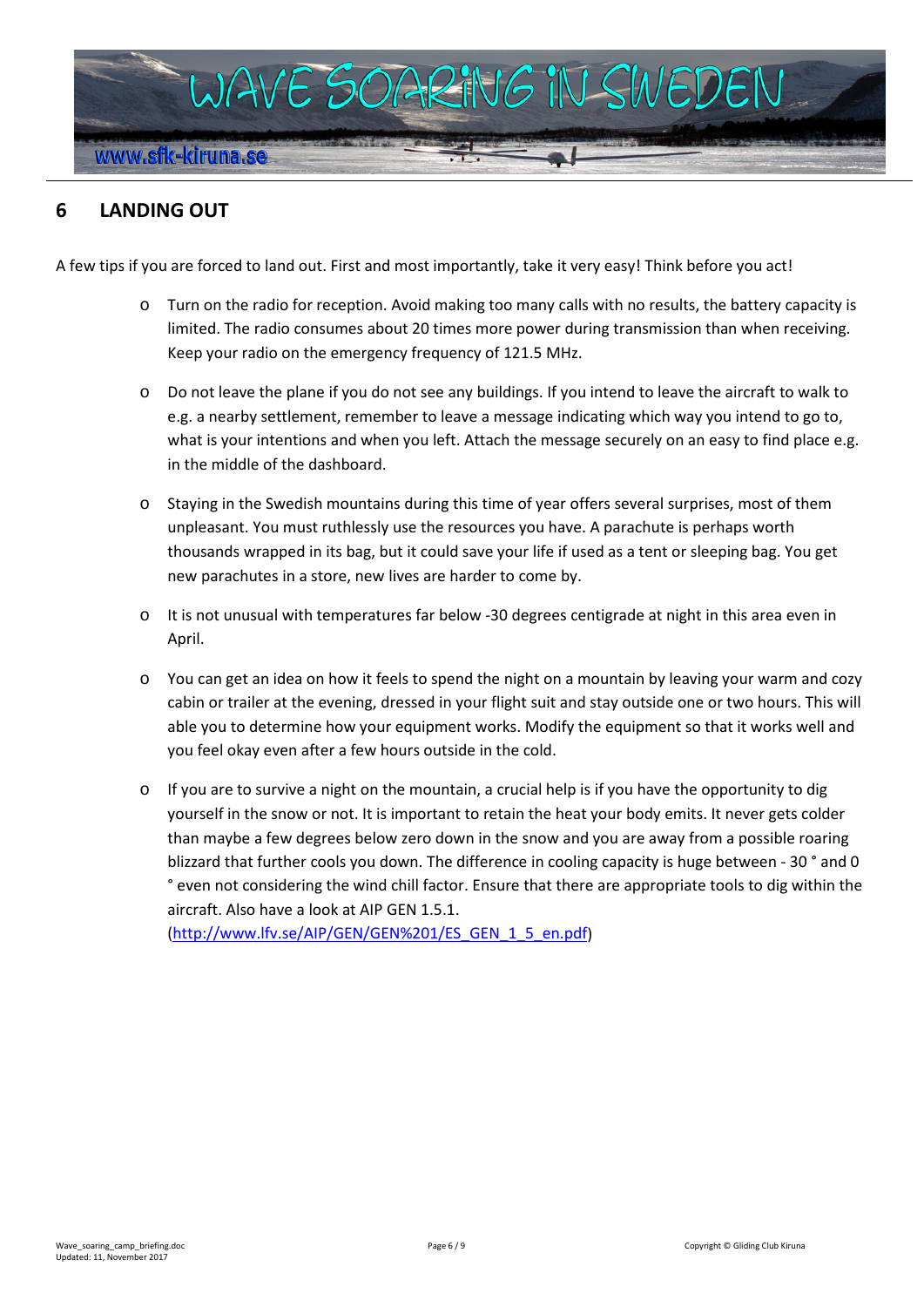## 6 LANDING OUT

A few tips if you are forced to land out. First and most importantly, take it very easy! Think before you act!

- Turn on the radio for reception. Avoid making too many calls with no results, the battery capacity is limited. The radio consumes about 20 times more power during transmission than when receiving. Keep your radio on the emergency frequency of 121.5 MHz.
- Do not leave the plane if you do not see any buildings. If you intend to leave the aircraft to walk to e.g. a nearby settlement, remember to leave a message indicating which way you intend to go to, what is your intentions and when you left. Attach the message securely on an easy to find place e.g. in the middle of the dashboard.
- Staying in the Swedish mountains during this time of year offers several surprises, most of them unpleasant. You must ruthlessly use the resources you have. A parachute is perhaps worth thousands wrapped in its bag, but it could save your life if used as a tent or sleeping bag. You get new parachutes in a store, new lives are harder to come by.
- It is not unusual with temperatures far below -30 degrees centigrade at night in this area even in April.
- You can get an idea on how it feels to spend the night on a mountain by leaving your warm and cozy cabin or trailer at the evening, dressed in your flight suit and stay outside one or two hours. This will able you to determine how your equipment works. Modify the equipment so that it works well and you feel okay even after a few hours outside in the cold.
- If you are to survive a night on the mountain, a crucial help is if you have the opportunity to dig yourself in the snow or not. It is important to retain the heat your body emits. It never gets colder than maybe a few degrees below zero down in the snow and you are away from a possible roaring blizzard that further cools you down. The difference in cooling capacity is huge between - 30 ° and 0 ° even not considering the wind chill factor. Ensure that there are appropriate tools to dig within the aircraft. Also have a look at AIP GEN 1.5.1. (http://www.lfv.se/AIP/GEN/GEN%201/ES_GEN_1_5_en.pdf)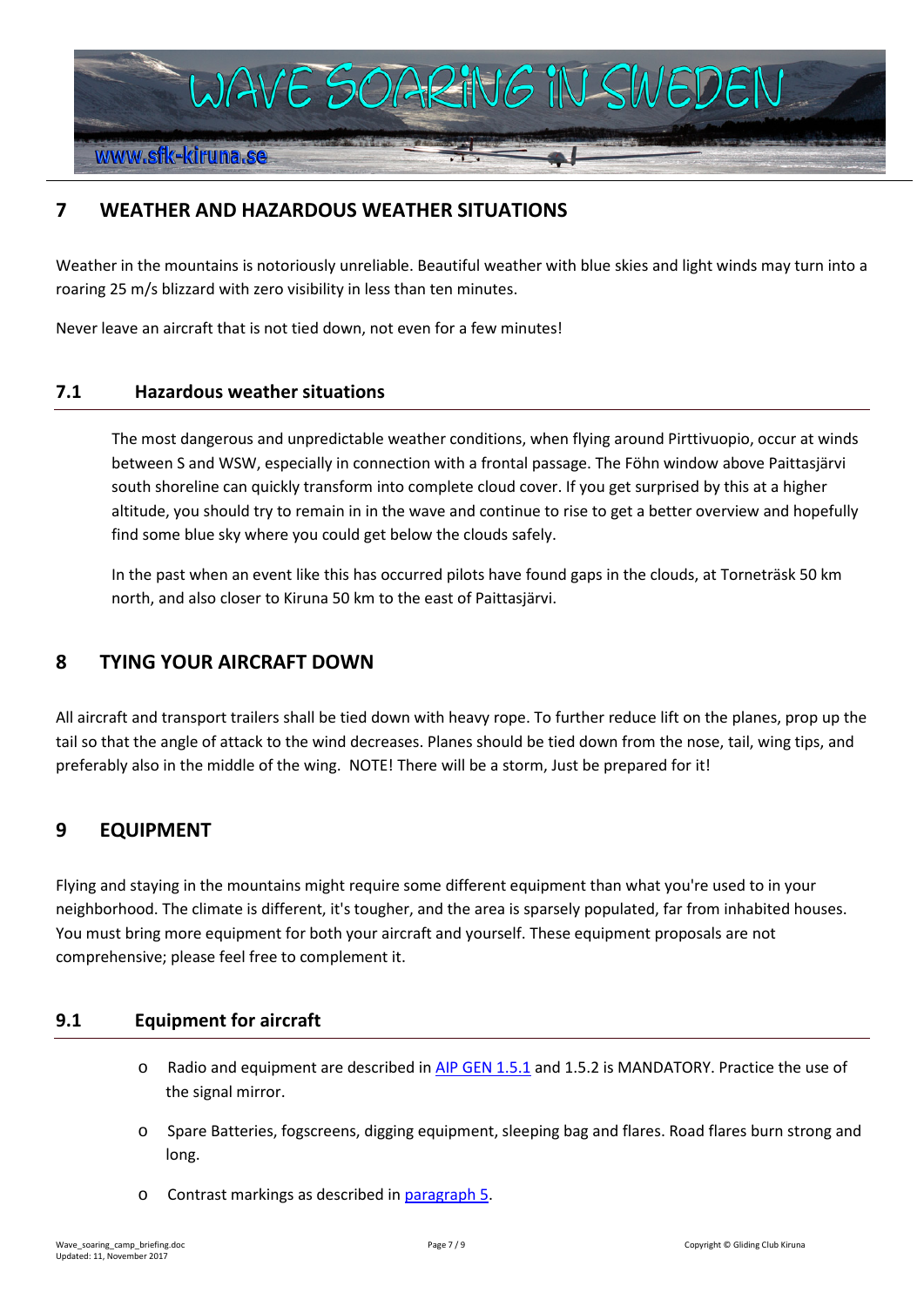## 7 WEATHER AND HAZARDOUS WEATHER SITUATIONS

Weather in the mountains is notoriously unreliable. Beautiful weather with blue skies and light winds may turn into a roaring 25 m/s blizzard with zero visibility in less than ten minutes.

Never leave an aircraft that is not tied down, not even for a few minutes!

### 7.1 Hazardous weather situations

The most dangerous and unpredictable weather conditions, when flying around Pirttivuopio, occur at winds between S and WSW, especially in connection with a frontal passage. The Föhn window above Paittasjärvi south shoreline can quickly transform into complete cloud cover. If you get surprised by this at a higher altitude, you should try to remain in in the wave and continue to rise to get a better overview and hopefully find some blue sky where you could get below the clouds safely.

In the past when an event like this has occurred pilots have found gaps in the clouds, at Torneträsk 50 km north, and also closer to Kiruna 50 km to the east of Paittasjärvi.

## 8 TYING YOUR AIRCRAFT DOWN

All aircraft and transport trailers shall be tied down with heavy rope. To further reduce lift on the planes, prop up the tail so that the angle of attack to the wind decreases. Planes should be tied down from the nose, tail, wing tips, and preferably also in the middle of the wing. NOTE! There will be a storm, Just be prepared for it!

## 9 EQUIPMENT

Flying and staying in the mountains might require some different equipment than what you're used to in your neighborhood. The climate is different, it's tougher, and the area is sparsely populated, far from inhabited houses. You must bring more equipment for both your aircraft and yourself. These equipment proposals are not comprehensive; please feel free to complement it.

### 9.1 Equipment for aircraft

- Radio and equipment are described in [AIP GEN 1.5.1] and 1.5.2 is MANDATORY. Practice the use of the signal mirror.
- Spare Batteries, fogscreens, digging equipment, sleeping bag and flares. Road flares burn strong and long.
- Contrast markings as described in [paragraph 5].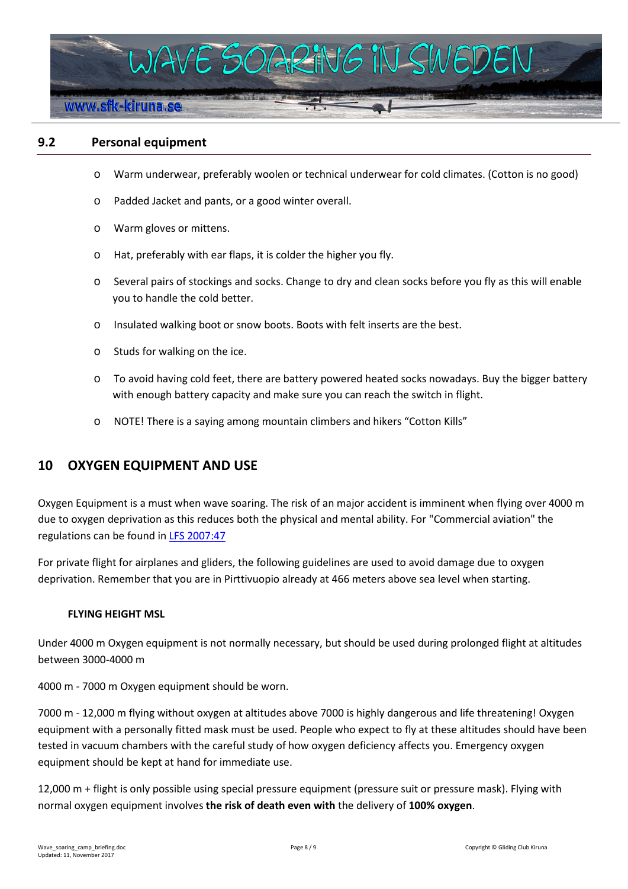## 9.2 Personal equipment

- Warm underwear, preferably woolen or technical underwear for cold climates. (Cotton is no good)
- Padded Jacket and pants, or a good winter overall.
- Warm gloves or mittens.
- Hat, preferably with ear flaps, it is colder the higher you fly.
- Several pairs of stockings and socks. Change to dry and clean socks before you fly as this will enable you to handle the cold better.
- Insulated walking boot or snow boots. Boots with felt inserts are the best.
- Studs for walking on the ice.
- To avoid having cold feet, there are battery powered heated socks nowadays. Buy the bigger battery with enough battery capacity and make sure you can reach the switch in flight.
- NOTE! There is a saying among mountain climbers and hikers "Cotton Kills"

# 10 OXYGEN EQUIPMENT AND USE

Oxygen Equipment is a must when wave soaring. The risk of an major accident is imminent when flying over 4000 m due to oxygen deprivation as this reduces both the physical and mental ability. For "Commercial aviation" the regulations can be found in [LFS 2007:47]

For private flight for airplanes and gliders, the following guidelines are used to avoid damage due to oxygen deprivation. Remember that you are in Pirttivuopio already at 466 meters above sea level when starting.

**FLYING HEIGHT MSL**

Under 4000 m Oxygen equipment is not normally necessary, but should be used during prolonged flight at altitudes between 3000-4000 m

4000 m - 7000 m Oxygen equipment should be worn.

7000 m - 12,000 m flying without oxygen at altitudes above 7000 is highly dangerous and life threatening! Oxygen equipment with a personally fitted mask must be used. People who expect to fly at these altitudes should have been tested in vacuum chambers with the careful study of how oxygen deficiency affects you. Emergency oxygen equipment should be kept at hand for immediate use.

12,000 m + flight is only possible using special pressure equipment (pressure suit or pressure mask). Flying with normal oxygen equipment involves **the risk of death even with** the delivery of **100% oxygen**.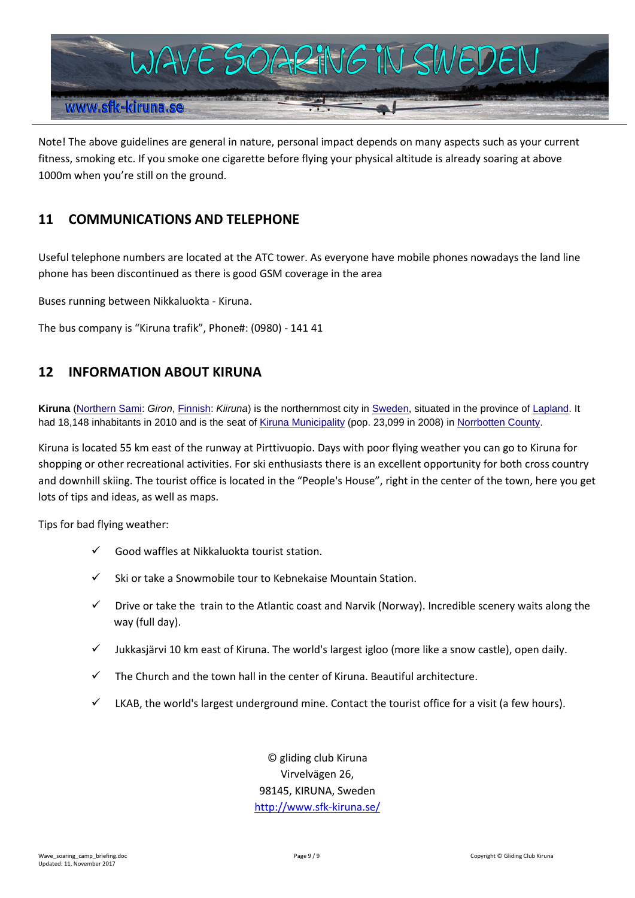Note! The above guidelines are general in nature, personal impact depends on many aspects such as your current fitness, smoking etc. If you smoke one cigarette before flying your physical altitude is already soaring at above 1000m when you're still on the ground.

## 11 COMMUNICATIONS AND TELEPHONE

Useful telephone numbers are located at the ATC tower. As everyone have mobile phones nowadays the land line phone has been discontinued as there is good GSM coverage in the area

Buses running between Nikkaluokta - Kiruna.

The bus company is "Kiruna trafik", Phone#: (0980) - 141 41

## 12 INFORMATION ABOUT KIRUNA

**Kiruna** (Northern Sami: *Giron*, Finnish: *Kiiruna*) is the northernmost city in Sweden, situated in the province of Lapland. It had 18,148 inhabitants in 2010 and is the seat of Kiruna Municipality (pop. 23,099 in 2008) in Norrbotten County.

Kiruna is located 55 km east of the runway at Pirttivuopio. Days with poor flying weather you can go to Kiruna for shopping or other recreational activities. For ski enthusiasts there is an excellent opportunity for both cross country and downhill skiing. The tourist office is located in the "People's House", right in the center of the town, here you get lots of tips and ideas, as well as maps.

Tips for bad flying weather:

- ✓ Good waffles at Nikkaluokta tourist station.
- ✓ Ski or take a Snowmobile tour to Kebnekaise Mountain Station.
- ✓ Drive or take the train to the Atlantic coast and Narvik (Norway). Incredible scenery waits along the way (full day).
- ✓ Jukkasjärvi 10 km east of Kiruna. The world's largest igloo (more like a snow castle), open daily.
- ✓ The Church and the town hall in the center of Kiruna. Beautiful architecture.
- ✓ LKAB, the world's largest underground mine. Contact the tourist office for a visit (a few hours).

© gliding club Kiruna
Virvelvägen 26,
98145, KIRUNA, Sweden
http://www.sfk-kiruna.se/